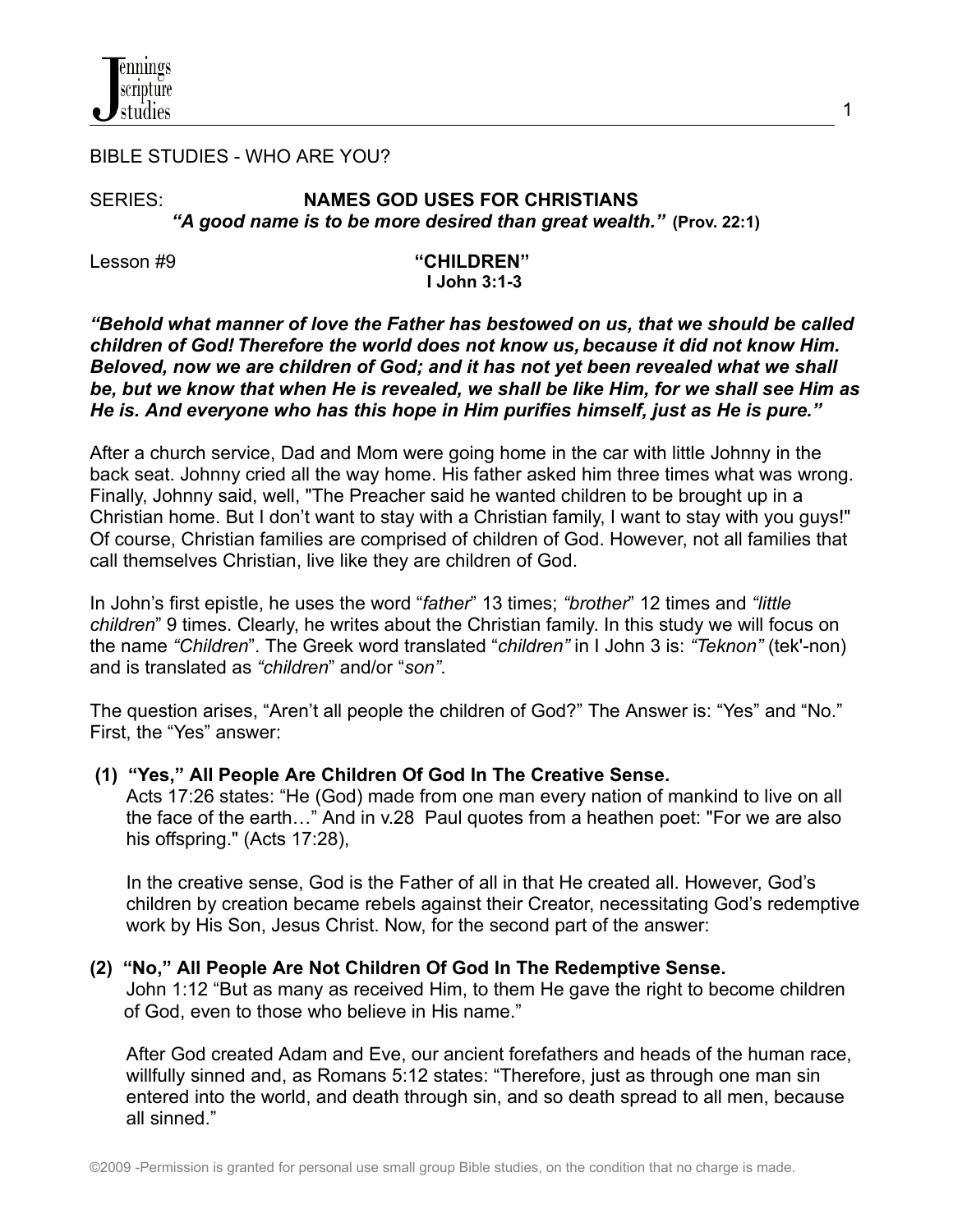BIBLE STUDIES - WHO ARE YOU?

SERIES: **NAMES GOD USES FOR CHRISTIANS**

***"A good name is to be more desired than great wealth."* (Prov. 22:1)**

Lesson #9

**"CHILDREN"**
**I John 3:1-3**

***"Behold what manner of love the Father has bestowed on us, that we should be called children of God! Therefore the world does not know us, because it did not know Him. Beloved, now we are children of God; and it has not yet been revealed what we shall be, but we know that when He is revealed, we shall be like Him, for we shall see Him as He is. And everyone who has this hope in Him purifies himself, just as He is pure."***

After a church service, Dad and Mom were going home in the car with little Johnny in the back seat. Johnny cried all the way home. His father asked him three times what was wrong. Finally, Johnny said, well, "The Preacher said he wanted children to be brought up in a Christian home. But I don't want to stay with a Christian family, I want to stay with you guys!" Of course, Christian families are comprised of children of God. However, not all families that call themselves Christian, live like they are children of God.

In John's first epistle, he uses the word "*father*" 13 times; *"brother*" 12 times and *"little children*" 9 times. Clearly, he writes about the Christian family. In this study we will focus on the name *"Children*". The Greek word translated "*children"* in I John 3 is: *"Teknon"* (tek'-non) and is translated as *"children*" and/or "*son"*.

The question arises, "Aren't all people the children of God?" The Answer is: "Yes" and "No." First, the "Yes" answer:

**(1) "Yes," All People Are Children Of God In The Creative Sense.**

Acts 17:26 states: "He (God) made from one man every nation of mankind to live on all the face of the earth…" And in v.28 Paul quotes from a heathen poet: "For we are also his offspring." (Acts 17:28),

In the creative sense, God is the Father of all in that He created all. However, God's children by creation became rebels against their Creator, necessitating God's redemptive work by His Son, Jesus Christ. Now, for the second part of the answer:

**(2) "No," All People Are Not Children Of God In The Redemptive Sense.**

John 1:12 "But as many as received Him, to them He gave the right to become children of God, even to those who believe in His name."

After God created Adam and Eve, our ancient forefathers and heads of the human race, willfully sinned and, as Romans 5:12 states: "Therefore, just as through one man sin entered into the world, and death through sin, and so death spread to all men, because all sinned."

©2009 -Permission is granted for personal use small group Bible studies, on the condition that no charge is made.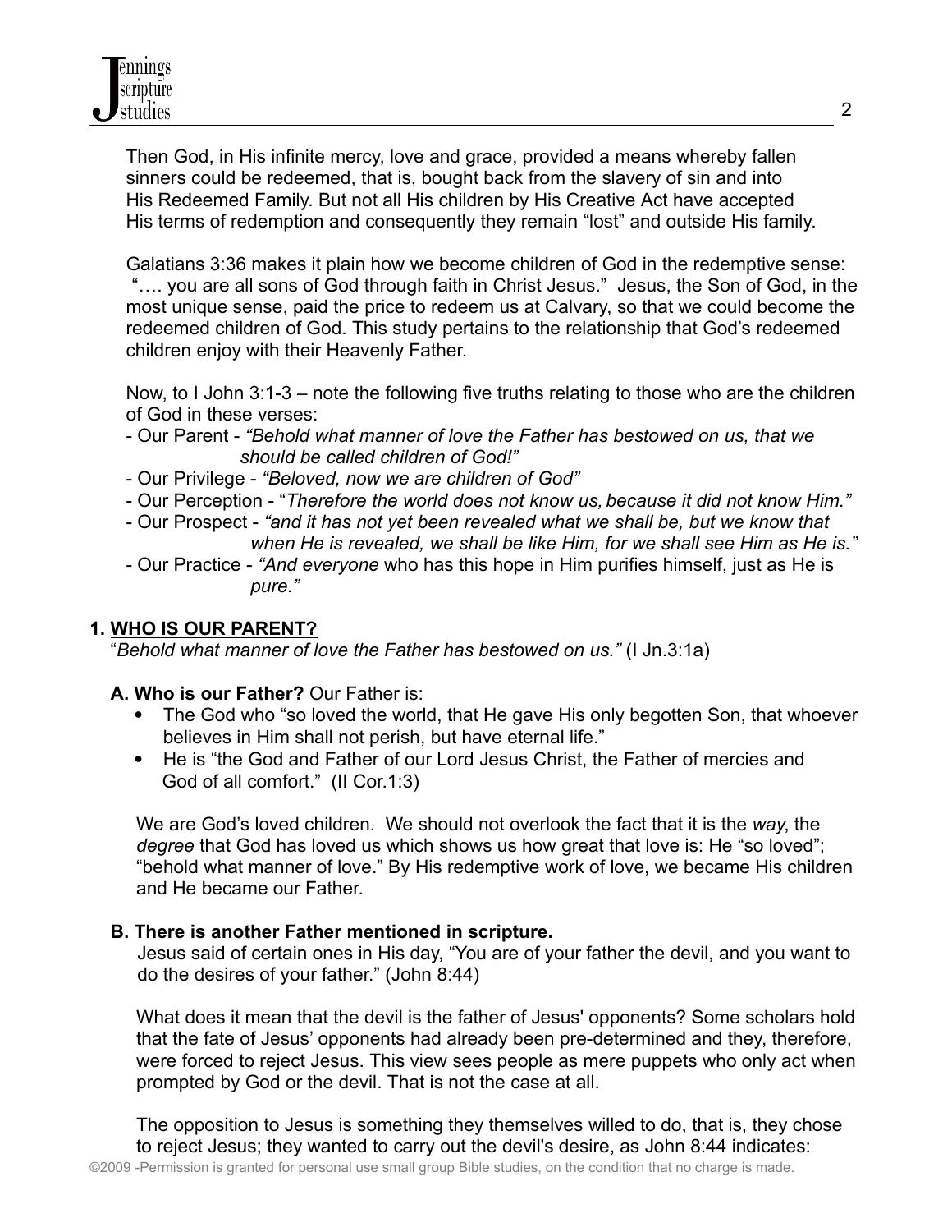Then God, in His infinite mercy, love and grace, provided a means whereby fallen sinners could be redeemed, that is, bought back from the slavery of sin and into His Redeemed Family. But not all His children by His Creative Act have accepted His terms of redemption and consequently they remain "lost" and outside His family.

Galatians 3:36 makes it plain how we become children of God in the redemptive sense: "…. you are all sons of God through faith in Christ Jesus." Jesus, the Son of God, in the most unique sense, paid the price to redeem us at Calvary, so that we could become the redeemed children of God. This study pertains to the relationship that God's redeemed children enjoy with their Heavenly Father.

Now, to I John 3:1-3 – note the following five truths relating to those who are the children of God in these verses:

- Our Parent - *"Behold what manner of love the Father has bestowed on us, that we should be called children of God!"*
- Our Privilege - *"Beloved, now we are children of God"*
- Our Perception - "*Therefore the world does not know us, because it did not know Him."*
- Our Prospect - *"and it has not yet been revealed what we shall be, but we know that when He is revealed, we shall be like Him, for we shall see Him as He is."*
- Our Practice - *"And everyone* who has this hope in Him purifies himself, just as He is *pure."*

## 1. WHO IS OUR PARENT?

"*Behold what manner of love the Father has bestowed on us."* (I Jn.3:1a)

**A. Who is our Father?** Our Father is:

- The God who "so loved the world, that He gave His only begotten Son, that whoever believes in Him shall not perish, but have eternal life."
- He is "the God and Father of our Lord Jesus Christ, the Father of mercies and God of all comfort." (II Cor.1:3)

We are God's loved children. We should not overlook the fact that it is the *way*, the *degree* that God has loved us which shows us how great that love is: He "so loved"; "behold what manner of love." By His redemptive work of love, we became His children and He became our Father.

**B. There is another Father mentioned in scripture.**

Jesus said of certain ones in His day, "You are of your father the devil, and you want to do the desires of your father." (John 8:44)

What does it mean that the devil is the father of Jesus' opponents? Some scholars hold that the fate of Jesus' opponents had already been pre-determined and they, therefore, were forced to reject Jesus. This view sees people as mere puppets who only act when prompted by God or the devil. That is not the case at all.

The opposition to Jesus is something they themselves willed to do, that is, they chose to reject Jesus; they wanted to carry out the devil's desire, as John 8:44 indicates: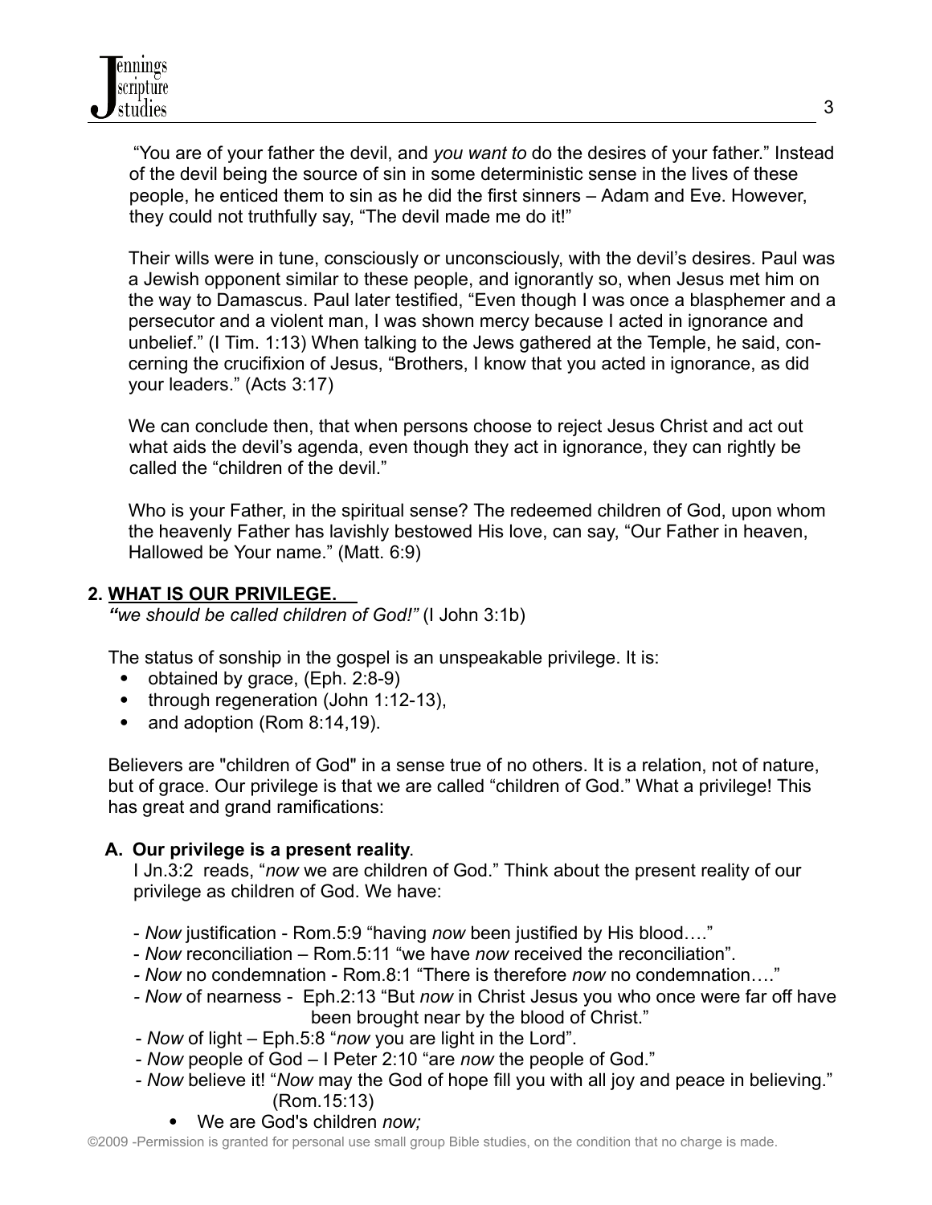"You are of your father the devil, and *you want to* do the desires of your father." Instead of the devil being the source of sin in some deterministic sense in the lives of these people, he enticed them to sin as he did the first sinners – Adam and Eve. However, they could not truthfully say, "The devil made me do it!"

Their wills were in tune, consciously or unconsciously, with the devil's desires. Paul was a Jewish opponent similar to these people, and ignorantly so, when Jesus met him on the way to Damascus. Paul later testified, "Even though I was once a blasphemer and a persecutor and a violent man, I was shown mercy because I acted in ignorance and unbelief." (I Tim. 1:13) When talking to the Jews gathered at the Temple, he said, concerning the crucifixion of Jesus, "Brothers, I know that you acted in ignorance, as did your leaders." (Acts 3:17)

We can conclude then, that when persons choose to reject Jesus Christ and act out what aids the devil's agenda, even though they act in ignorance, they can rightly be called the "children of the devil."

Who is your Father, in the spiritual sense? The redeemed children of God, upon whom the heavenly Father has lavishly bestowed His love, can say, "Our Father in heaven, Hallowed be Your name." (Matt. 6:9)

## 2. WHAT IS OUR PRIVILEGE.

***"we should be called children of God!"*** (I John 3:1b)

The status of sonship in the gospel is an unspeakable privilege. It is:

- obtained by grace, (Eph. 2:8-9)
- through regeneration (John 1:12-13),
- and adoption (Rom 8:14,19).

Believers are "children of God" in a sense true of no others. It is a relation, not of nature, but of grace. Our privilege is that we are called "children of God." What a privilege! This has great and grand ramifications:

### A. Our privilege is a present reality.

I Jn.3:2 reads, "*now* we are children of God." Think about the present reality of our privilege as children of God. We have:

- *Now* justification - Rom.5:9 "having *now* been justified by His blood…."
- *Now* reconciliation – Rom.5:11 "we have *now* received the reconciliation".
- *Now* no condemnation - Rom.8:1 "There is therefore *now* no condemnation…."
- *Now* of nearness - Eph.2:13 "But *now* in Christ Jesus you who once were far off have been brought near by the blood of Christ."
- *Now* of light – Eph.5:8 "*now* you are light in the Lord".
- *Now* people of God – I Peter 2:10 "are *now* the people of God."
- *Now* believe it! "*Now* may the God of hope fill you with all joy and peace in believing." (Rom.15:13)
    - We are God's children *now;*

©2009 -Permission is granted for personal use small group Bible studies, on the condition that no charge is made.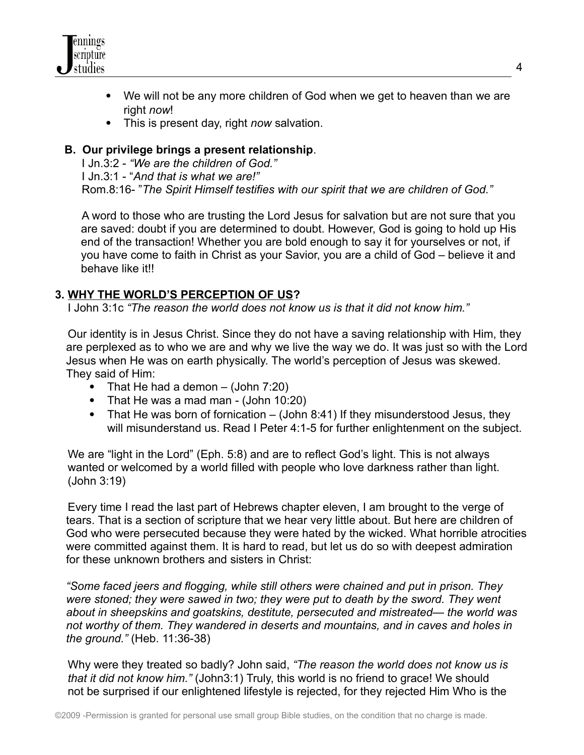- We will not be any more children of God when we get to heaven than we are right *now*!
- This is present day, right *now* salvation.

**B. Our privilege brings a present relationship**.

I Jn.3:2 - *"We are the children of God."*
I Jn.3:1 - "*And that is what we are!"*
Rom.8:16- "*The Spirit Himself testifies with our spirit that we are children of God."*

A word to those who are trusting the Lord Jesus for salvation but are not sure that you are saved: doubt if you are determined to doubt. However, God is going to hold up His end of the transaction! Whether you are bold enough to say it for yourselves or not, if you have come to faith in Christ as your Savior, you are a child of God – believe it and behave like it!!

**3. <u>WHY THE WORLD'S PERCEPTION OF US</u>?**

I John 3:1c *"The reason the world does not know us is that it did not know him."*

Our identity is in Jesus Christ. Since they do not have a saving relationship with Him, they are perplexed as to who we are and why we live the way we do. It was just so with the Lord Jesus when He was on earth physically. The world's perception of Jesus was skewed. They said of Him:

- That He had a demon – (John 7:20)
- That He was a mad man - (John 10:20)
- That He was born of fornication – (John 8:41) If they misunderstood Jesus, they will misunderstand us. Read I Peter 4:1-5 for further enlightenment on the subject.

We are "light in the Lord" (Eph. 5:8) and are to reflect God's light. This is not always wanted or welcomed by a world filled with people who love darkness rather than light. (John 3:19)

Every time I read the last part of Hebrews chapter eleven, I am brought to the verge of tears. That is a section of scripture that we hear very little about. But here are children of God who were persecuted because they were hated by the wicked. What horrible atrocities were committed against them. It is hard to read, but let us do so with deepest admiration for these unknown brothers and sisters in Christ:

*"Some faced jeers and flogging, while still others were chained and put in prison. They were stoned; they were sawed in two; they were put to death by the sword. They went about in sheepskins and goatskins, destitute, persecuted and mistreated— the world was not worthy of them. They wandered in deserts and mountains, and in caves and holes in the ground."* (Heb. 11:36-38)

Why were they treated so badly? John said, *"The reason the world does not know us is that it did not know him."* (John3:1) Truly, this world is no friend to grace! We should not be surprised if our enlightened lifestyle is rejected, for they rejected Him Who is the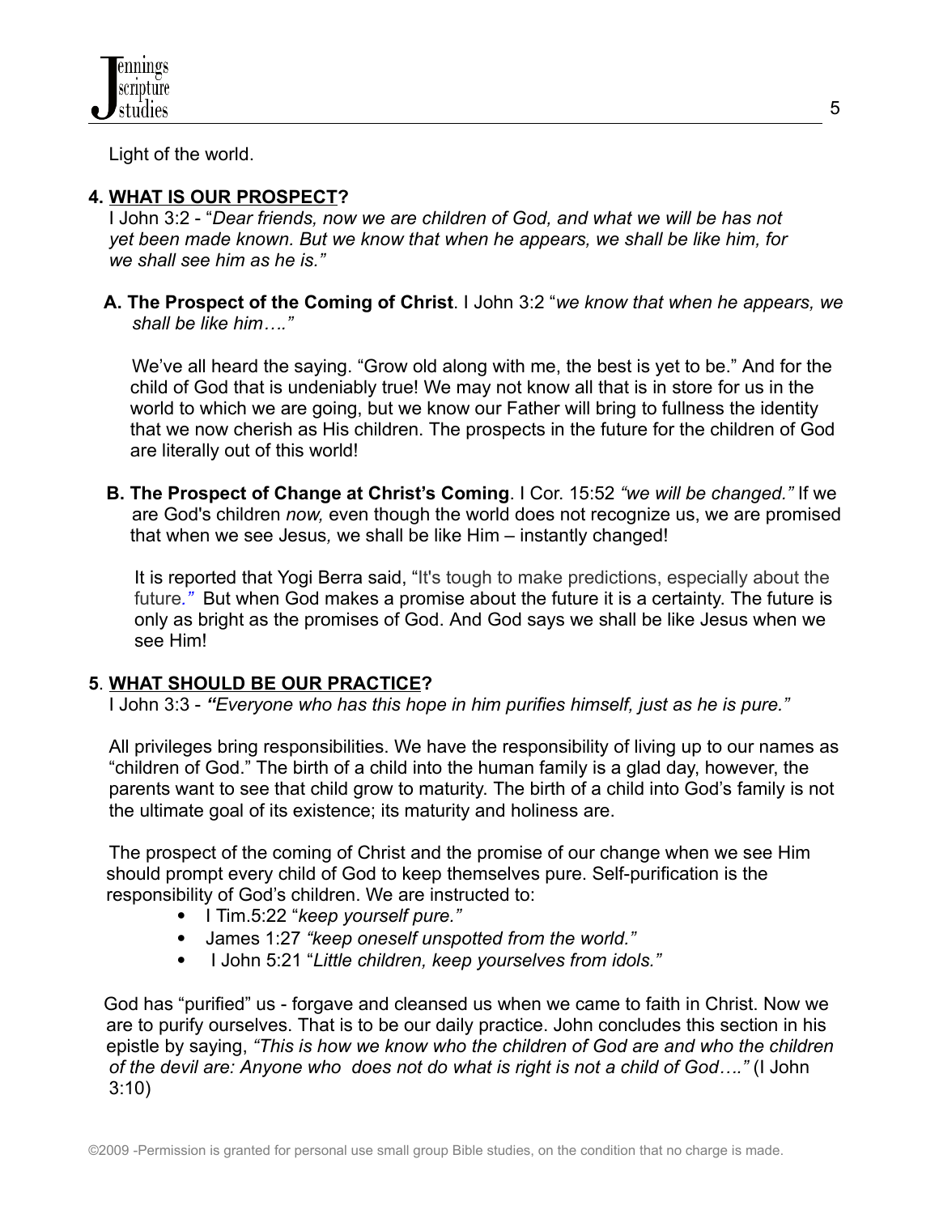Light of the world.

## 4. WHAT IS OUR PROSPECT?

I John 3:2 - "*Dear friends, now we are children of God, and what we will be has not yet been made known. But we know that when he appears, we shall be like him, for we shall see him as he is."*

**A. The Prospect of the Coming of Christ**. I John 3:2 "*we know that when he appears, we shall be like him…."*

We've all heard the saying. "Grow old along with me, the best is yet to be." And for the child of God that is undeniably true! We may not know all that is in store for us in the world to which we are going, but we know our Father will bring to fullness the identity that we now cherish as His children. The prospects in the future for the children of God are literally out of this world!

**B. The Prospect of Change at Christ's Coming**. I Cor. 15:52 *"we will be changed."* If we are God's children *now,* even though the world does not recognize us, we are promised that when we see Jesus*,* we shall be like Him – instantly changed!

It is reported that Yogi Berra said, "It's tough to make predictions, especially about the future*."* But when God makes a promise about the future it is a certainty. The future is only as bright as the promises of God. And God says we shall be like Jesus when we see Him!

## 5. WHAT SHOULD BE OUR PRACTICE?

I John 3:3 - ***"****Everyone who has this hope in him purifies himself, just as he is pure."*

All privileges bring responsibilities. We have the responsibility of living up to our names as "children of God." The birth of a child into the human family is a glad day, however, the parents want to see that child grow to maturity. The birth of a child into God's family is not the ultimate goal of its existence; its maturity and holiness are.

The prospect of the coming of Christ and the promise of our change when we see Him should prompt every child of God to keep themselves pure. Self-purification is the responsibility of God's children. We are instructed to:

- I Tim.5:22 "*keep yourself pure."*
- James 1:27 *"keep oneself unspotted from the world."*
- I John 5:21 "*Little children, keep yourselves from idols."*

God has "purified" us - forgave and cleansed us when we came to faith in Christ. Now we are to purify ourselves. That is to be our daily practice. John concludes this section in his epistle by saying, *"This is how we know who the children of God are and who the children of the devil are: Anyone who does not do what is right is not a child of God…."* (I John 3:10)

©2009 -Permission is granted for personal use small group Bible studies, on the condition that no charge is made.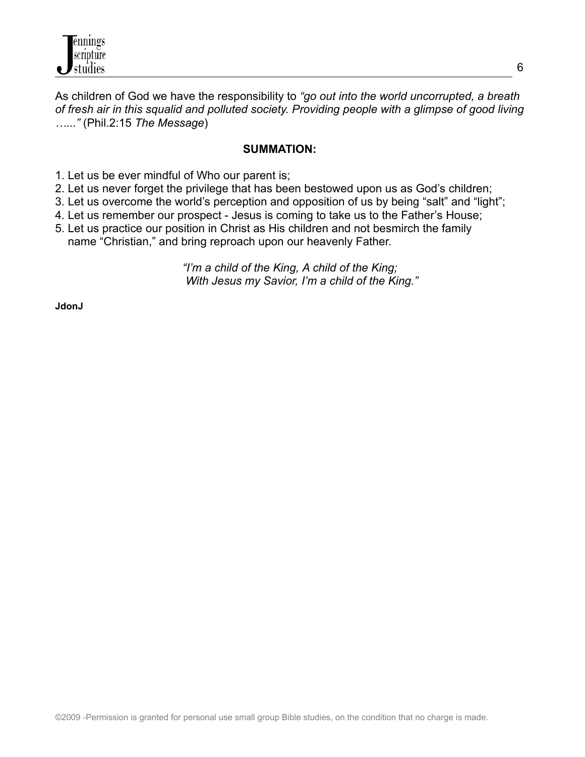As children of God we have the responsibility to *"go out into the world uncorrupted, a breath of fresh air in this squalid and polluted society. Providing people with a glimpse of good living …...."* (Phil.2:15 *The Message*)

**SUMMATION:**

1. Let us be ever mindful of Who our parent is;
2. Let us never forget the privilege that has been bestowed upon us as God's children;
3. Let us overcome the world's perception and opposition of us by being "salt" and "light";
4. Let us remember our prospect - Jesus is coming to take us to the Father's House;
5. Let us practice our position in Christ as His children and not besmirch the family name "Christian," and bring reproach upon our heavenly Father.

*"I'm a child of the King, A child of the King;*
*With Jesus my Savior, I'm a child of the King."*

**JdonJ**

©2009 -Permission is granted for personal use small group Bible studies, on the condition that no charge is made.